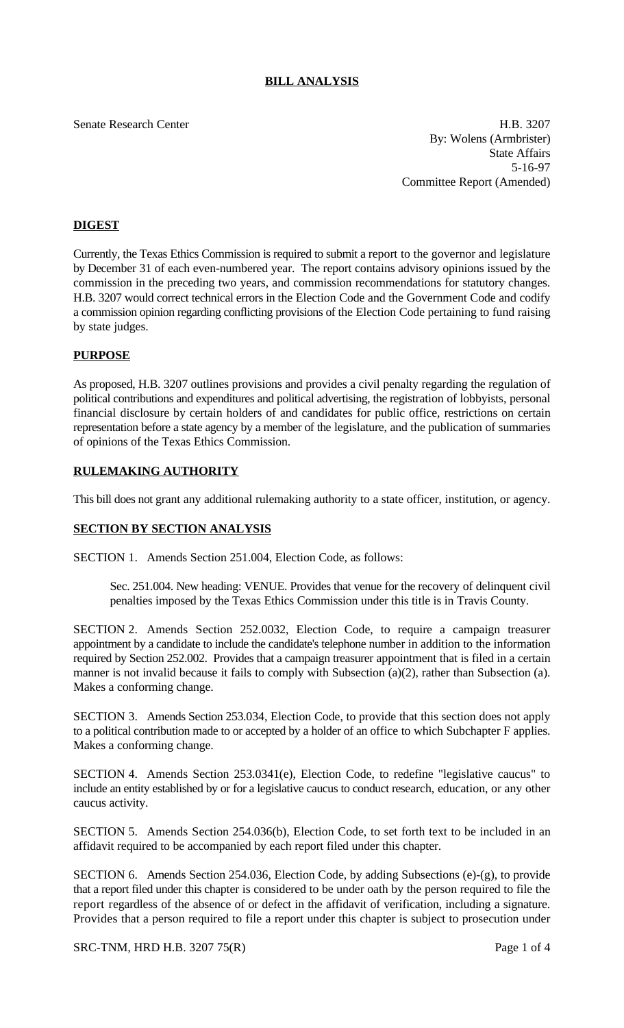# BILL ANALYSIS

Senate Research Center

H.B. 3207
By: Wolens (Armbrister)
State Affairs
5-16-97
Committee Report (Amended)

## DIGEST

Currently, the Texas Ethics Commission is required to submit a report to the governor and legislature by December 31 of each even-numbered year. The report contains advisory opinions issued by the commission in the preceding two years, and commission recommendations for statutory changes. H.B. 3207 would correct technical errors in the Election Code and the Government Code and codify a commission opinion regarding conflicting provisions of the Election Code pertaining to fund raising by state judges.

## PURPOSE

As proposed, H.B. 3207 outlines provisions and provides a civil penalty regarding the regulation of political contributions and expenditures and political advertising, the registration of lobbyists, personal financial disclosure by certain holders of and candidates for public office, restrictions on certain representation before a state agency by a member of the legislature, and the publication of summaries of opinions of the Texas Ethics Commission.

## RULEMAKING AUTHORITY

This bill does not grant any additional rulemaking authority to a state officer, institution, or agency.

## SECTION BY SECTION ANALYSIS

SECTION 1. Amends Section 251.004, Election Code, as follows:

Sec. 251.004. New heading: VENUE. Provides that venue for the recovery of delinquent civil penalties imposed by the Texas Ethics Commission under this title is in Travis County.

SECTION 2. Amends Section 252.0032, Election Code, to require a campaign treasurer appointment by a candidate to include the candidate's telephone number in addition to the information required by Section 252.002. Provides that a campaign treasurer appointment that is filed in a certain manner is not invalid because it fails to comply with Subsection (a)(2), rather than Subsection (a). Makes a conforming change.

SECTION 3. Amends Section 253.034, Election Code, to provide that this section does not apply to a political contribution made to or accepted by a holder of an office to which Subchapter F applies. Makes a conforming change.

SECTION 4. Amends Section 253.0341(e), Election Code, to redefine "legislative caucus" to include an entity established by or for a legislative caucus to conduct research, education, or any other caucus activity.

SECTION 5. Amends Section 254.036(b), Election Code, to set forth text to be included in an affidavit required to be accompanied by each report filed under this chapter.

SECTION 6. Amends Section 254.036, Election Code, by adding Subsections (e)-(g), to provide that a report filed under this chapter is considered to be under oath by the person required to file the report regardless of the absence of or defect in the affidavit of verification, including a signature. Provides that a person required to file a report under this chapter is subject to prosecution under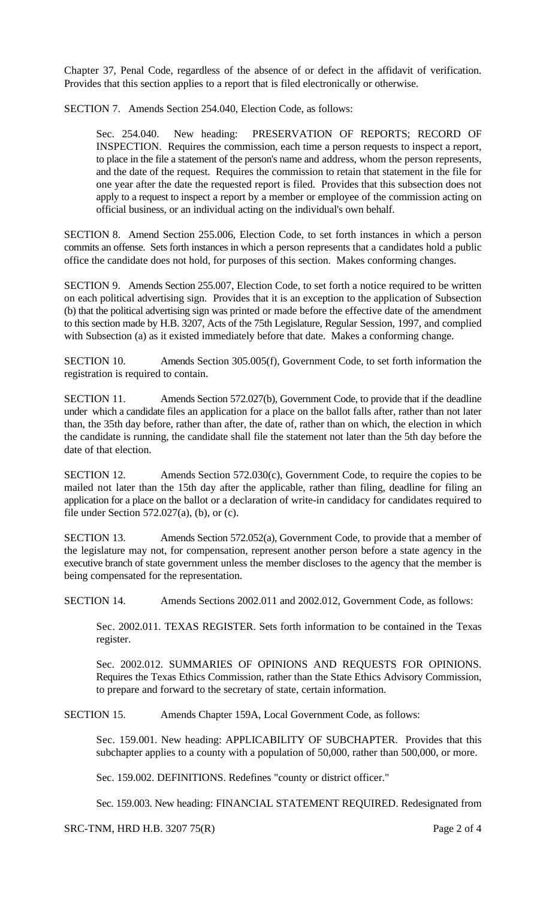Chapter 37, Penal Code, regardless of the absence of or defect in the affidavit of verification. Provides that this section applies to a report that is filed electronically or otherwise.

SECTION 7. Amends Section 254.040, Election Code, as follows:

Sec. 254.040. New heading: PRESERVATION OF REPORTS; RECORD OF INSPECTION. Requires the commission, each time a person requests to inspect a report, to place in the file a statement of the person's name and address, whom the person represents, and the date of the request. Requires the commission to retain that statement in the file for one year after the date the requested report is filed. Provides that this subsection does not apply to a request to inspect a report by a member or employee of the commission acting on official business, or an individual acting on the individual's own behalf.

SECTION 8. Amend Section 255.006, Election Code, to set forth instances in which a person commits an offense. Sets forth instances in which a person represents that a candidates hold a public office the candidate does not hold, for purposes of this section. Makes conforming changes.

SECTION 9. Amends Section 255.007, Election Code, to set forth a notice required to be written on each political advertising sign. Provides that it is an exception to the application of Subsection (b) that the political advertising sign was printed or made before the effective date of the amendment to this section made by H.B. 3207, Acts of the 75th Legislature, Regular Session, 1997, and complied with Subsection (a) as it existed immediately before that date. Makes a conforming change.

SECTION 10. Amends Section 305.005(f), Government Code, to set forth information the registration is required to contain.

SECTION 11. Amends Section 572.027(b), Government Code, to provide that if the deadline under which a candidate files an application for a place on the ballot falls after, rather than not later than, the 35th day before, rather than after, the date of, rather than on which, the election in which the candidate is running, the candidate shall file the statement not later than the 5th day before the date of that election.

SECTION 12. Amends Section 572.030(c), Government Code, to require the copies to be mailed not later than the 15th day after the applicable, rather than filing, deadline for filing an application for a place on the ballot or a declaration of write-in candidacy for candidates required to file under Section 572.027(a), (b), or (c).

SECTION 13. Amends Section 572.052(a), Government Code, to provide that a member of the legislature may not, for compensation, represent another person before a state agency in the executive branch of state government unless the member discloses to the agency that the member is being compensated for the representation.

SECTION 14. Amends Sections 2002.011 and 2002.012, Government Code, as follows:

Sec. 2002.011. TEXAS REGISTER. Sets forth information to be contained in the Texas register.

Sec. 2002.012. SUMMARIES OF OPINIONS AND REQUESTS FOR OPINIONS. Requires the Texas Ethics Commission, rather than the State Ethics Advisory Commission, to prepare and forward to the secretary of state, certain information.

SECTION 15. Amends Chapter 159A, Local Government Code, as follows:

Sec. 159.001. New heading: APPLICABILITY OF SUBCHAPTER. Provides that this subchapter applies to a county with a population of 50,000, rather than 500,000, or more.

Sec. 159.002. DEFINITIONS. Redefines "county or district officer."

Sec. 159.003. New heading: FINANCIAL STATEMENT REQUIRED. Redesignated from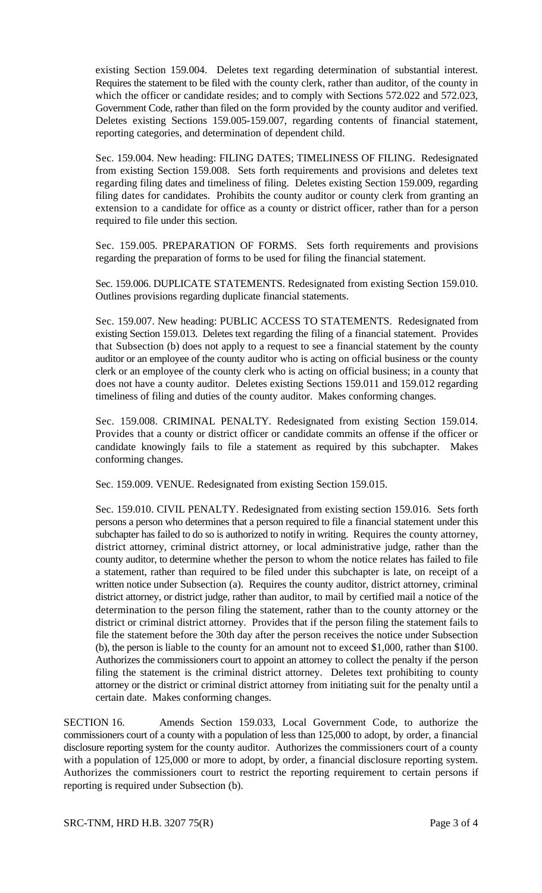existing Section 159.004. Deletes text regarding determination of substantial interest. Requires the statement to be filed with the county clerk, rather than auditor, of the county in which the officer or candidate resides; and to comply with Sections 572.022 and 572.023, Government Code, rather than filed on the form provided by the county auditor and verified. Deletes existing Sections 159.005-159.007, regarding contents of financial statement, reporting categories, and determination of dependent child.

Sec. 159.004. New heading: FILING DATES; TIMELINESS OF FILING. Redesignated from existing Section 159.008. Sets forth requirements and provisions and deletes text regarding filing dates and timeliness of filing. Deletes existing Section 159.009, regarding filing dates for candidates. Prohibits the county auditor or county clerk from granting an extension to a candidate for office as a county or district officer, rather than for a person required to file under this section.

Sec. 159.005. PREPARATION OF FORMS. Sets forth requirements and provisions regarding the preparation of forms to be used for filing the financial statement.

Sec. 159.006. DUPLICATE STATEMENTS. Redesignated from existing Section 159.010. Outlines provisions regarding duplicate financial statements.

Sec. 159.007. New heading: PUBLIC ACCESS TO STATEMENTS. Redesignated from existing Section 159.013. Deletes text regarding the filing of a financial statement. Provides that Subsection (b) does not apply to a request to see a financial statement by the county auditor or an employee of the county auditor who is acting on official business or the county clerk or an employee of the county clerk who is acting on official business; in a county that does not have a county auditor. Deletes existing Sections 159.011 and 159.012 regarding timeliness of filing and duties of the county auditor. Makes conforming changes.

Sec. 159.008. CRIMINAL PENALTY. Redesignated from existing Section 159.014. Provides that a county or district officer or candidate commits an offense if the officer or candidate knowingly fails to file a statement as required by this subchapter. Makes conforming changes.

Sec. 159.009. VENUE. Redesignated from existing Section 159.015.

Sec. 159.010. CIVIL PENALTY. Redesignated from existing section 159.016. Sets forth persons a person who determines that a person required to file a financial statement under this subchapter has failed to do so is authorized to notify in writing. Requires the county attorney, district attorney, criminal district attorney, or local administrative judge, rather than the county auditor, to determine whether the person to whom the notice relates has failed to file a statement, rather than required to be filed under this subchapter is late, on receipt of a written notice under Subsection (a). Requires the county auditor, district attorney, criminal district attorney, or district judge, rather than auditor, to mail by certified mail a notice of the determination to the person filing the statement, rather than to the county attorney or the district or criminal district attorney. Provides that if the person filing the statement fails to file the statement before the 30th day after the person receives the notice under Subsection (b), the person is liable to the county for an amount not to exceed $1,000, rather than $100. Authorizes the commissioners court to appoint an attorney to collect the penalty if the person filing the statement is the criminal district attorney. Deletes text prohibiting to county attorney or the district or criminal district attorney from initiating suit for the penalty until a certain date. Makes conforming changes.

SECTION 16. Amends Section 159.033, Local Government Code, to authorize the commissioners court of a county with a population of less than 125,000 to adopt, by order, a financial disclosure reporting system for the county auditor. Authorizes the commissioners court of a county with a population of 125,000 or more to adopt, by order, a financial disclosure reporting system. Authorizes the commissioners court to restrict the reporting requirement to certain persons if reporting is required under Subsection (b).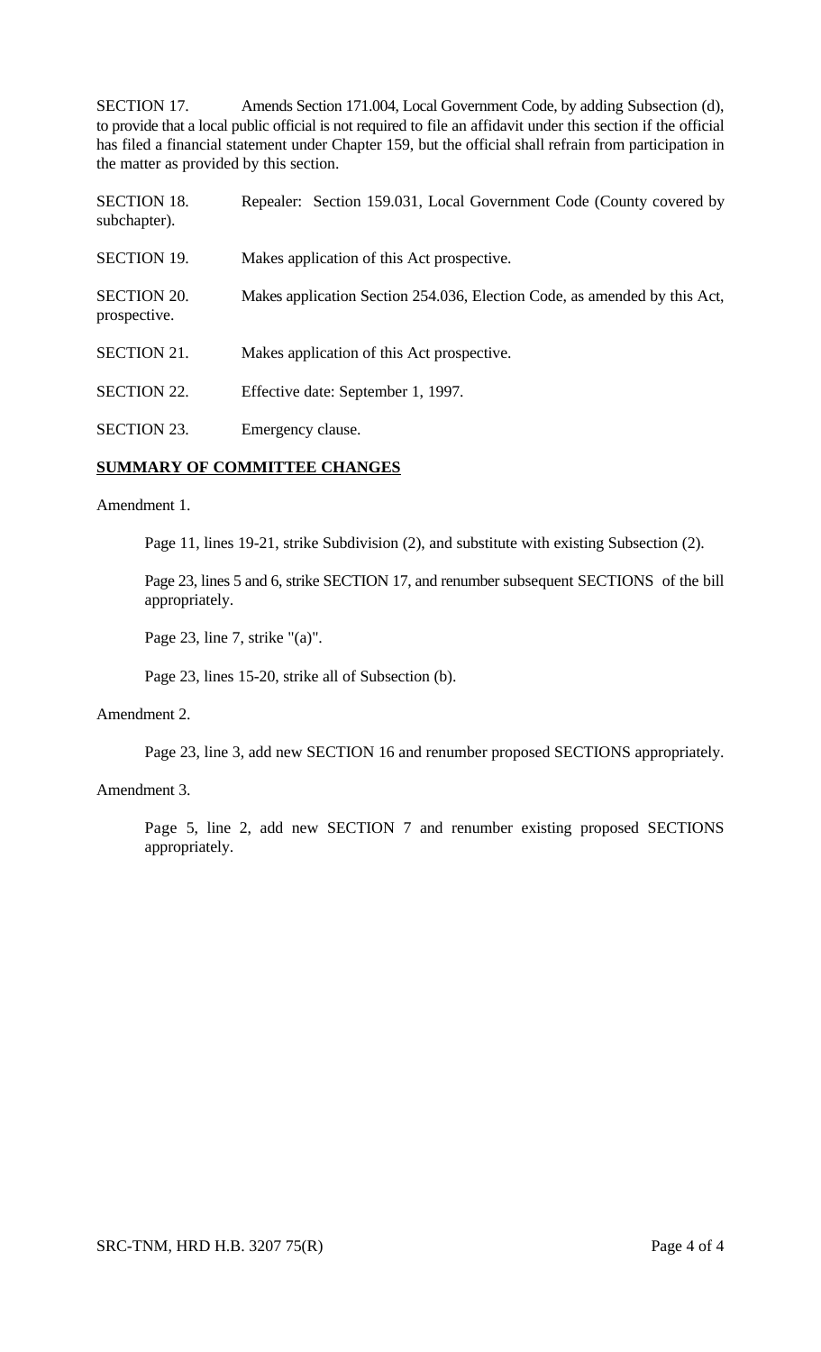SECTION 17. Amends Section 171.004, Local Government Code, by adding Subsection (d), to provide that a local public official is not required to file an affidavit under this section if the official has filed a financial statement under Chapter 159, but the official shall refrain from participation in the matter as provided by this section.

SECTION 18. Repealer: Section 159.031, Local Government Code (County covered by subchapter).

SECTION 19. Makes application of this Act prospective.

SECTION 20. Makes application Section 254.036, Election Code, as amended by this Act, prospective.

SECTION 21. Makes application of this Act prospective.

SECTION 22. Effective date: September 1, 1997.

SECTION 23. Emergency clause.

## SUMMARY OF COMMITTEE CHANGES

Amendment 1.

Page 11, lines 19-21, strike Subdivision (2), and substitute with existing Subsection (2).

Page 23, lines 5 and 6, strike SECTION 17, and renumber subsequent SECTIONS of the bill appropriately.

Page 23, line 7, strike "(a)".

Page 23, lines 15-20, strike all of Subsection (b).

Amendment 2.

Page 23, line 3, add new SECTION 16 and renumber proposed SECTIONS appropriately.

Amendment 3.

Page 5, line 2, add new SECTION 7 and renumber existing proposed SECTIONS appropriately.